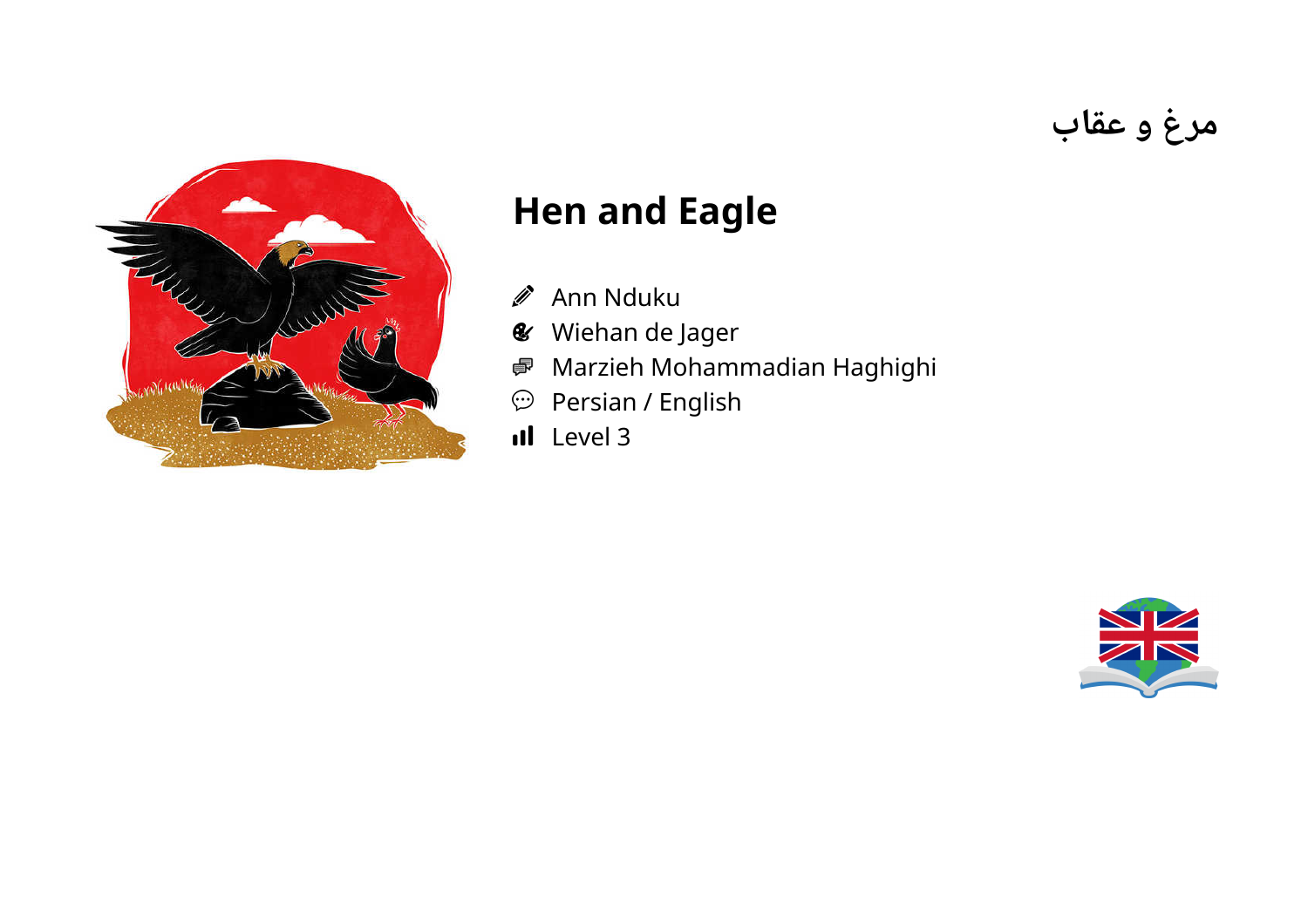مرغ و عقاب

# Hen and Eagle

- Ann Nduku
- Wiehan de Jager
- Marzieh Mohammadian Haghighi
- Persian / English
- Level 3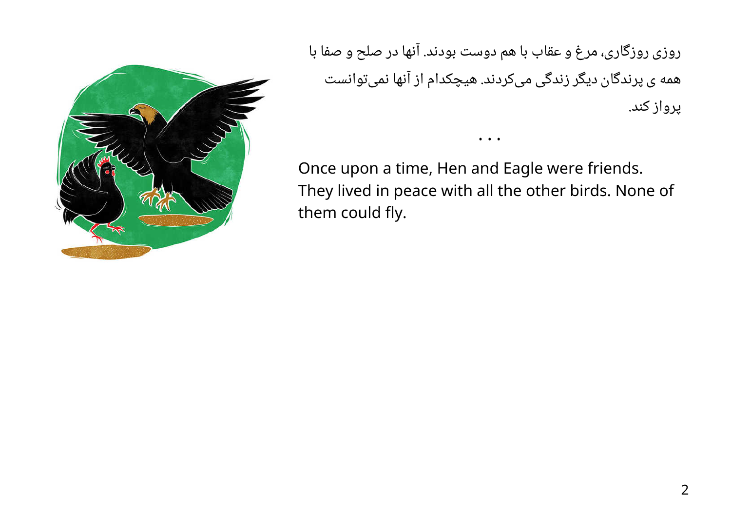روزی روزگاری، مرغ و عقاب با هم دوست بودند. آنها در صلح و صفا با همه ی پرندگان دیگر زندگی می‌کردند. هیچکدام از آنها نمی‌توانست پرواز کند.

• • •

Once upon a time, Hen and Eagle were friends. They lived in peace with all the other birds. None of them could fly.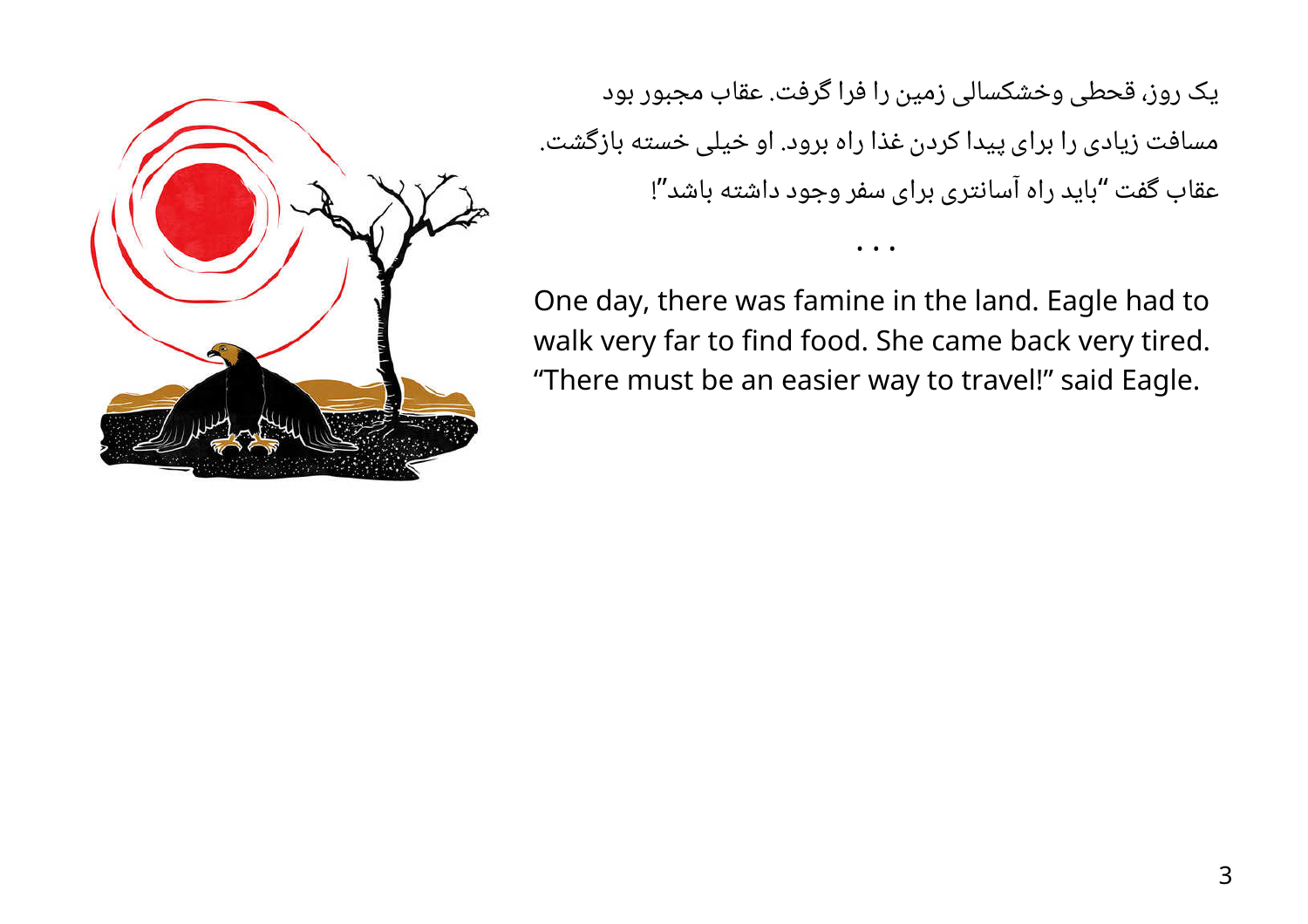یک روز، قحطی وخشکسالی زمین را فرا گرفت. عقاب مجبور بود
مسافت زیادی را برای پیدا کردن غذا راه برود. او خیلی خسته بازگشت.
عقاب گفت "باید راه آسانتری برای سفر وجود داشته باشد"!

• • •

One day, there was famine in the land. Eagle had to walk very far to find food. She came back very tired. "There must be an easier way to travel!" said Eagle.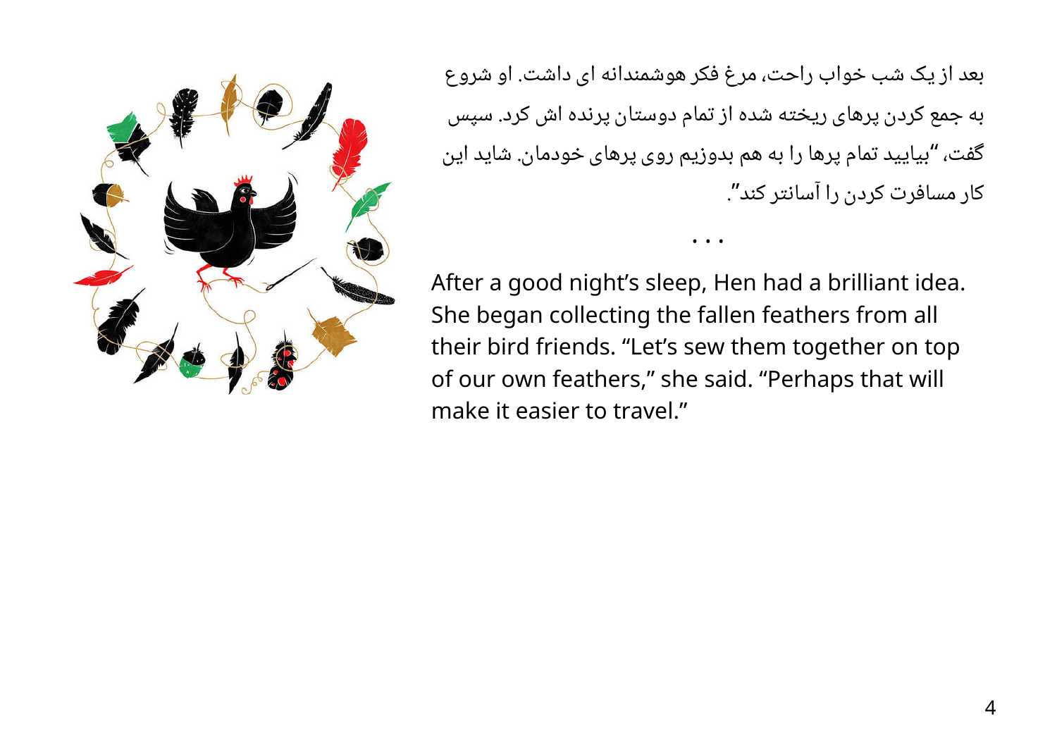بعد از یک شب خواب راحت، مرغ فکر هوشمندانه ای داشت. او شروع به جمع کردن پرهای ریخته شده از تمام دوستان پرنده اش کرد. سپس گفت، "بیایید تمام پرها را به هم بدوزیم روی پرهای خودمان. شاید این کار مسافرت کردن را آسانتر کند".

• • •

After a good night's sleep, Hen had a brilliant idea. She began collecting the fallen feathers from all their bird friends. "Let's sew them together on top of our own feathers," she said. "Perhaps that will make it easier to travel."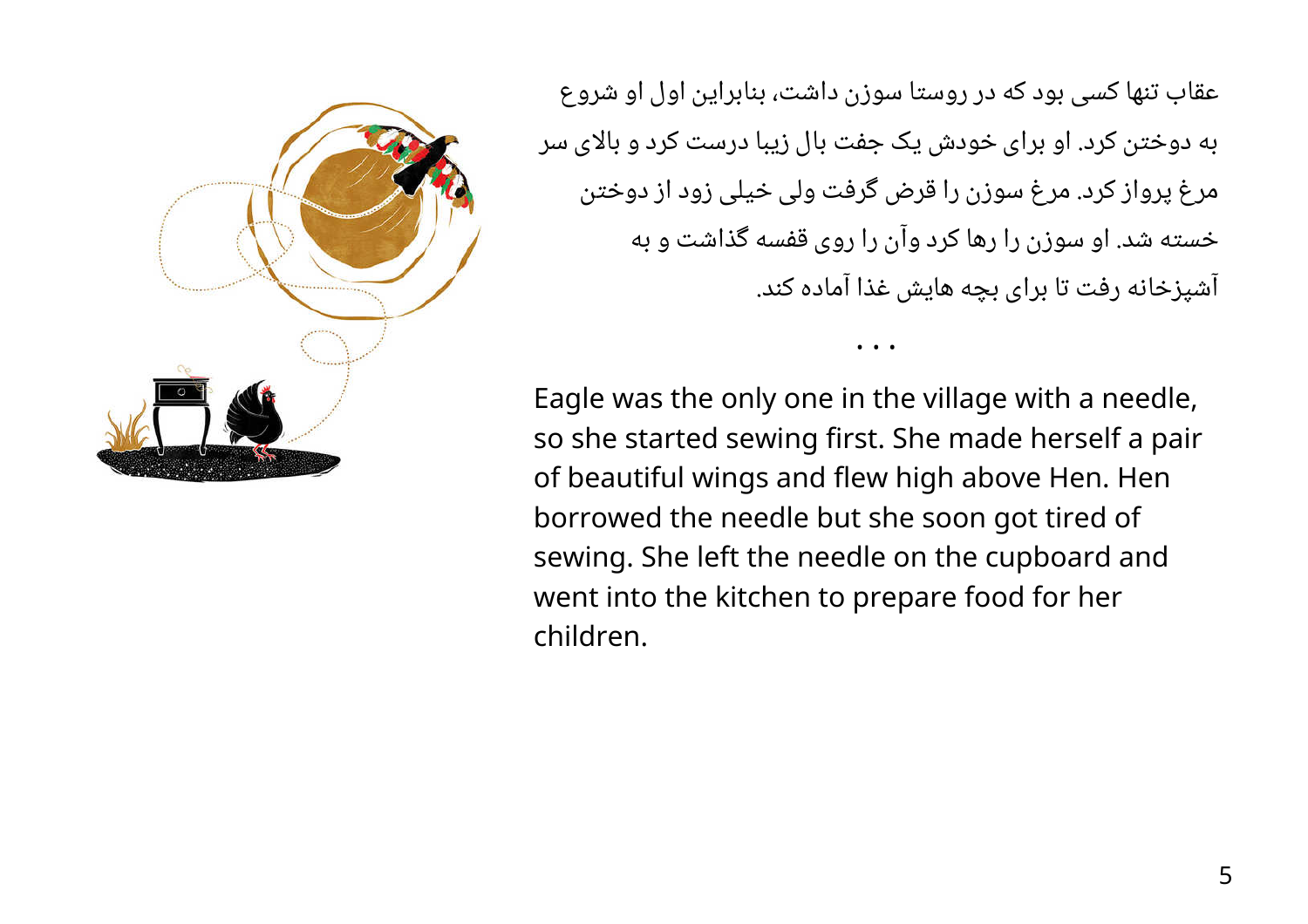عقاب تنها کسی بود که در روستا سوزن داشت، بنابراین اول او شروع به دوختن کرد. او برای خودش یک جفت بال زیبا درست کرد و بالای سر مرغ پرواز کرد. مرغ سوزن را قرض گرفت ولی خیلی زود از دوختن خسته شد. او سوزن را رها کرد وآن را روی قفسه گذاشت و به آشپزخانه رفت تا برای بچه هایش غذا آماده کند.

• • •

Eagle was the only one in the village with a needle, so she started sewing first. She made herself a pair of beautiful wings and flew high above Hen. Hen borrowed the needle but she soon got tired of sewing. She left the needle on the cupboard and went into the kitchen to prepare food for her children.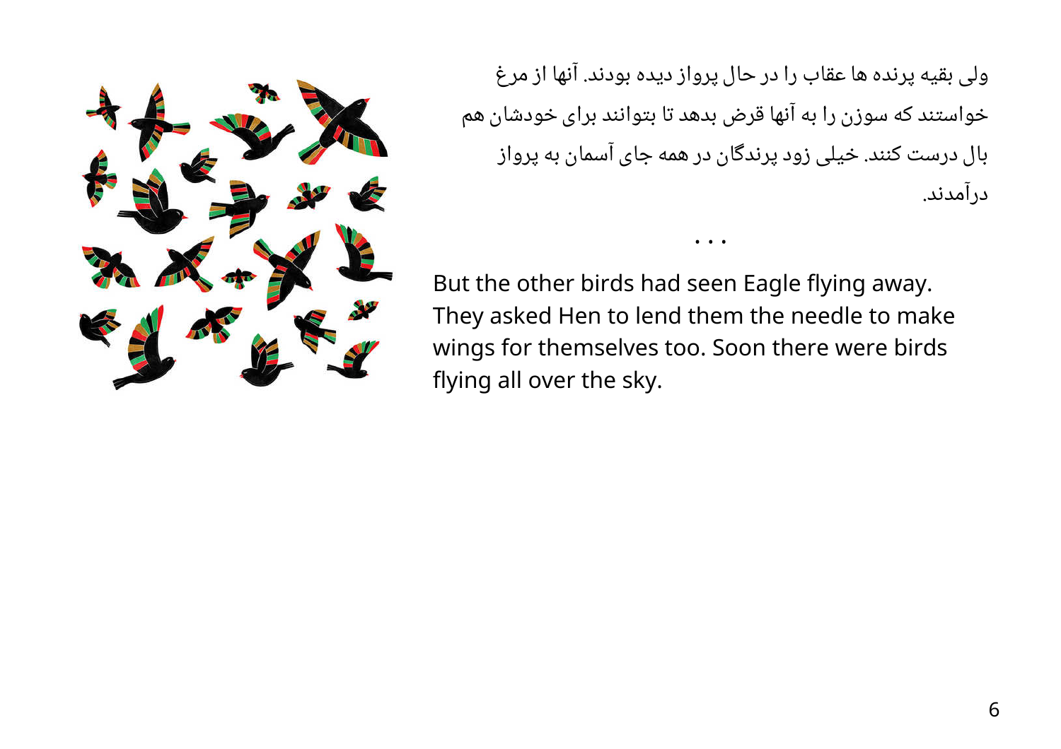ولی بقیه پرنده ها عقاب را در حال پرواز دیده بودند. آنها از مرغ خواستند که سوزن را به آنها قرض بدهد تا بتوانند برای خودشان هم بال درست کنند. خیلی زود پرندگان در همه جای آسمان به پرواز درآمدند.

• • •

But the other birds had seen Eagle flying away. They asked Hen to lend them the needle to make wings for themselves too. Soon there were birds flying all over the sky.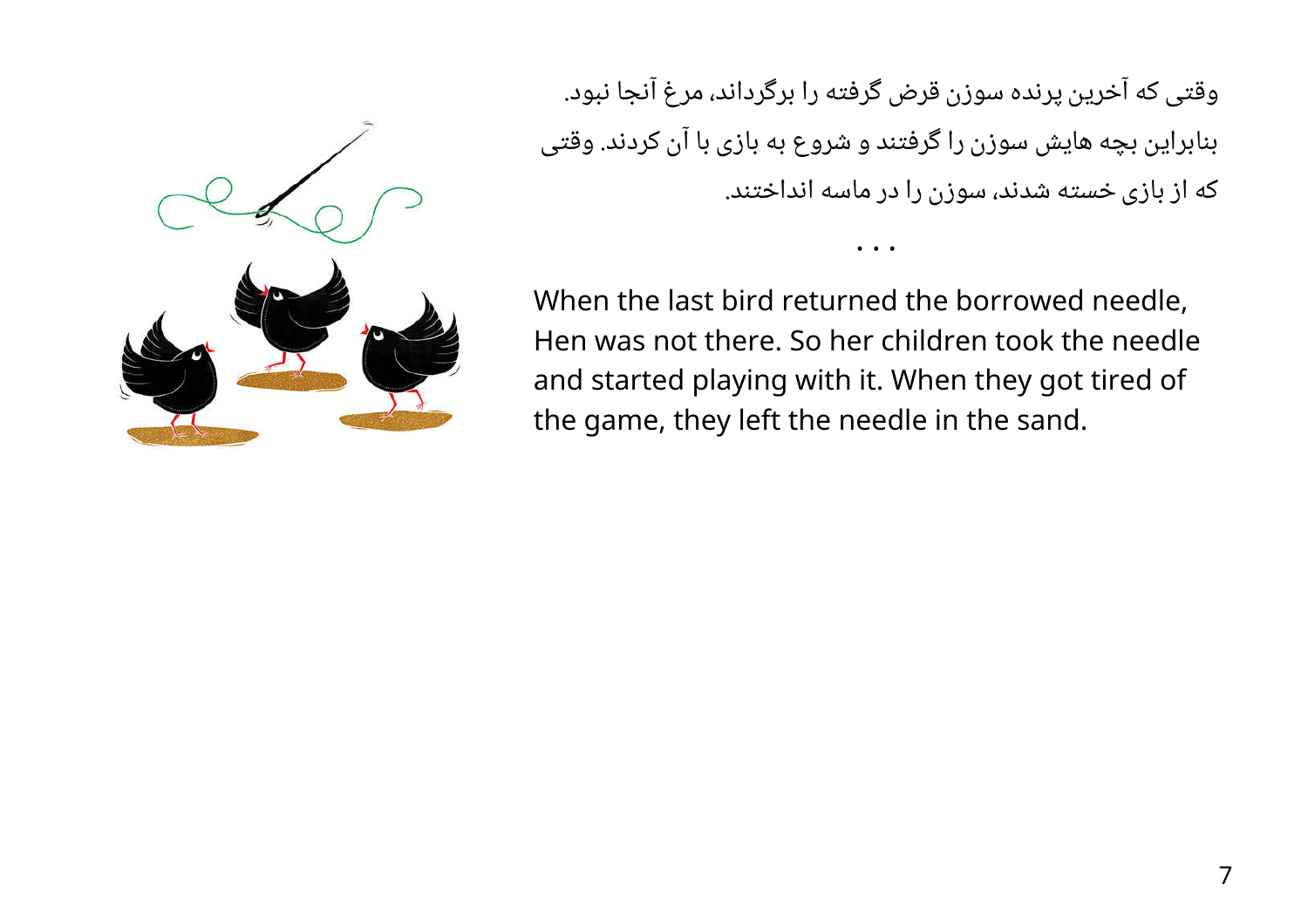وقتی که آخرین پرنده سوزن قرض گرفته را برگرداند، مرغ آنجا نبود. بنابراین بچه هایش سوزن را گرفتند و شروع به بازی با آن کردند. وقتی که از بازی خسته شدند، سوزن را در ماسه انداختند.

. . .

When the last bird returned the borrowed needle, Hen was not there. So her children took the needle and started playing with it. When they got tired of the game, they left the needle in the sand.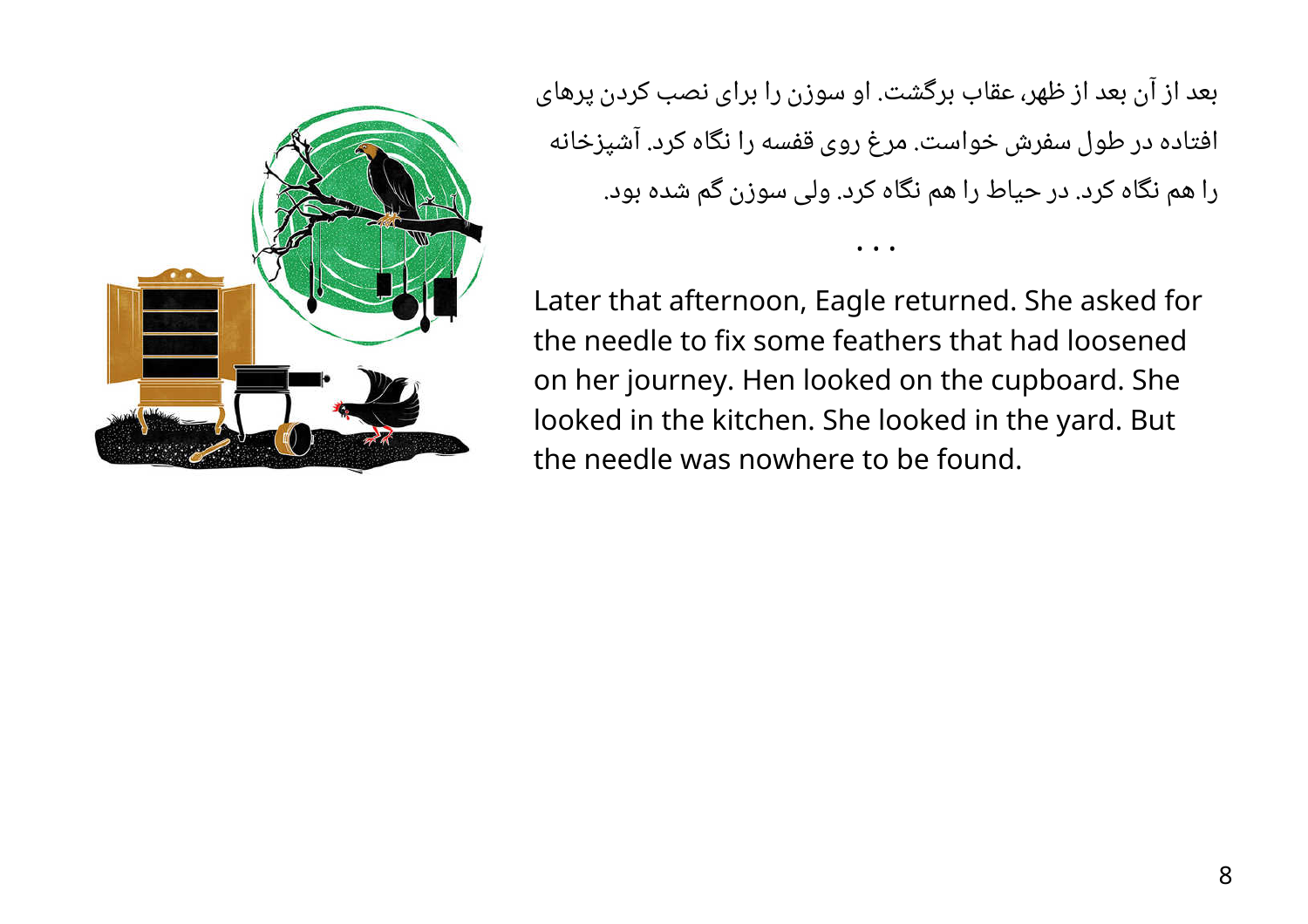بعد از آن بعد از ظهر، عقاب برگشت. او سوزن را برای نصب کردن پرهای افتاده در طول سفرش خواست. مرغ روی قفسه را نگاه کرد. آشپزخانه را هم نگاه کرد. در حیاط را هم نگاه کرد. ولی سوزن گم شده بود.

• • •

Later that afternoon, Eagle returned. She asked for the needle to fix some feathers that had loosened on her journey. Hen looked on the cupboard. She looked in the kitchen. She looked in the yard. But the needle was nowhere to be found.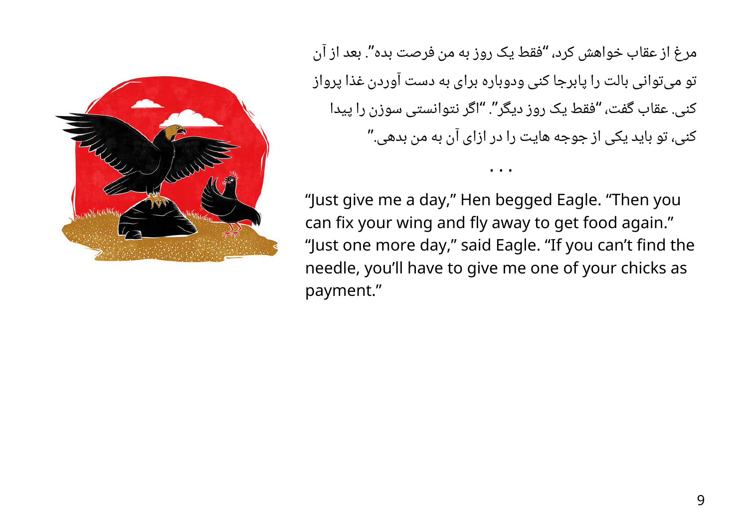مرغ از عقاب خواهش کرد، "فقط یک روز به من فرصت بده". بعد از آن تو می‌توانی بالت را پابرجا کنی ودوباره برای به دست آوردن غذا پرواز کنی. عقاب گفت، "فقط یک روز دیگر". "اگر نتوانستی سوزن را پیدا کنی، تو باید یکی از جوجه هایت را در ازای آن به من بدهی."

• • •

"Just give me a day," Hen begged Eagle. "Then you can fix your wing and fly away to get food again." "Just one more day," said Eagle. "If you can't find the needle, you'll have to give me one of your chicks as payment."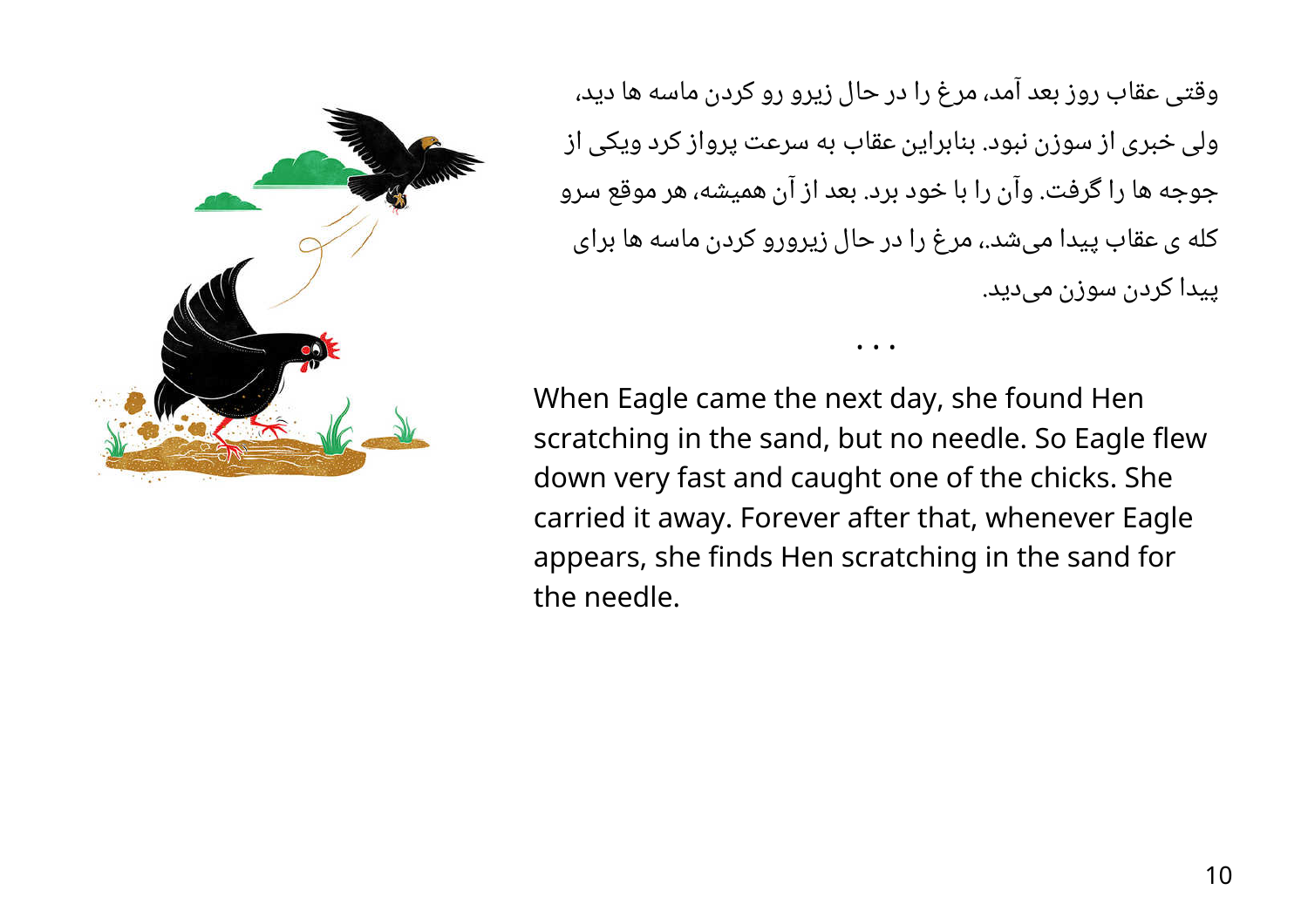وقتی عقاب روز بعد آمد، مرغ را در حال زیرو رو کردن ماسه ها دید، ولی خبری از سوزن نبود. بنابراین عقاب به سرعت پرواز کرد ویکی از جوجه ها را گرفت. وآن را با خود برد. بعد از آن همیشه، هر موقع سرو کله ی عقاب پیدا می‌شد،، مرغ را در حال زیرورو کردن ماسه ها برای پیدا کردن سوزن می‌دید.

• • •

When Eagle came the next day, she found Hen scratching in the sand, but no needle. So Eagle flew down very fast and caught one of the chicks. She carried it away. Forever after that, whenever Eagle appears, she finds Hen scratching in the sand for the needle.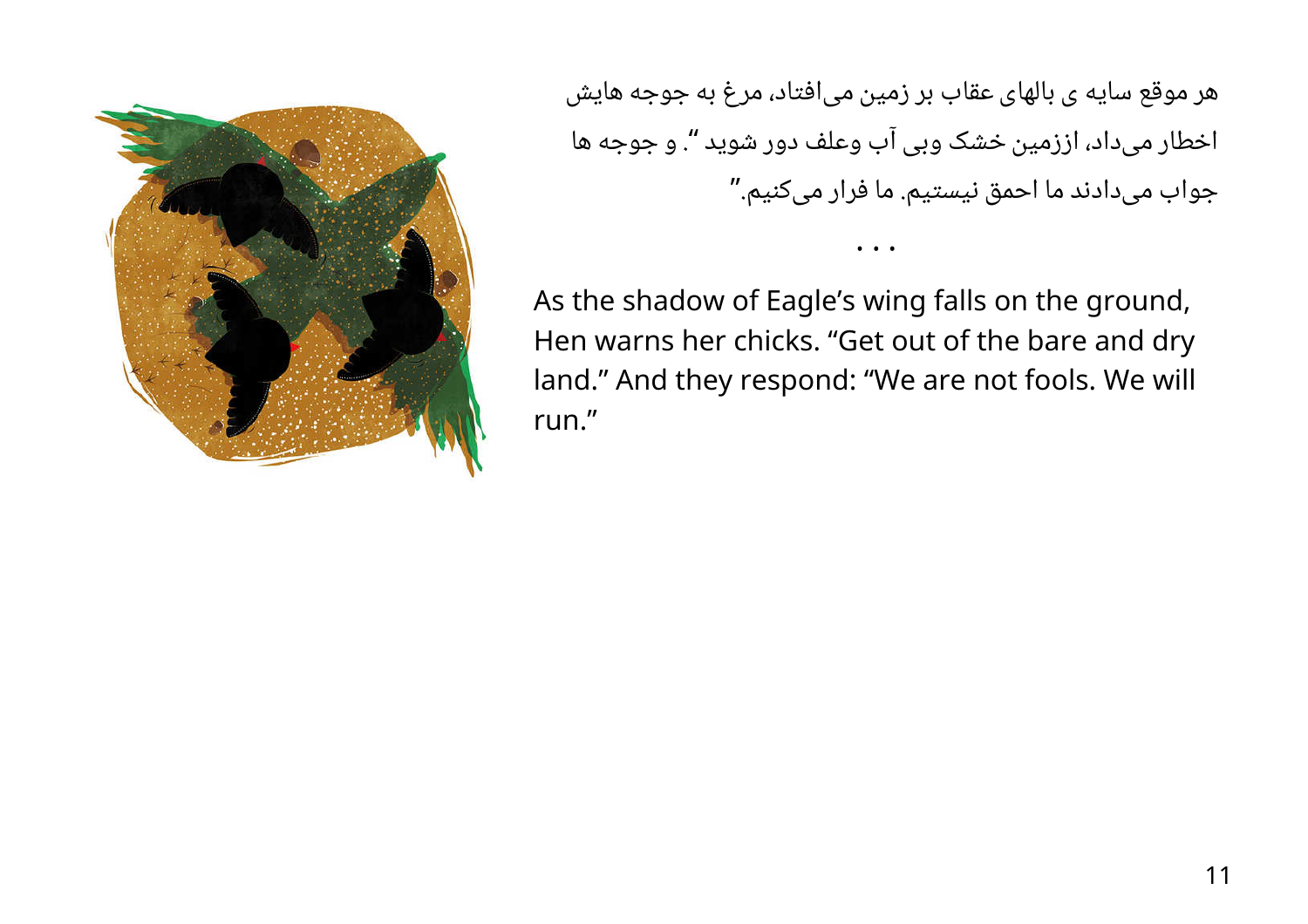هر موقع سایه ی بالهای عقاب بر زمین می‌افتاد، مرغ به جوجه هایش اخطار می‌داد، اززمین خشک وبی آب وعلف دور شوید “. و جوجه ها جواب می‌دادند ما احمق نیستیم. ما فرار می‌کنیم.”

• • •

As the shadow of Eagle's wing falls on the ground, Hen warns her chicks. “Get out of the bare and dry land.” And they respond: “We are not fools. We will run.”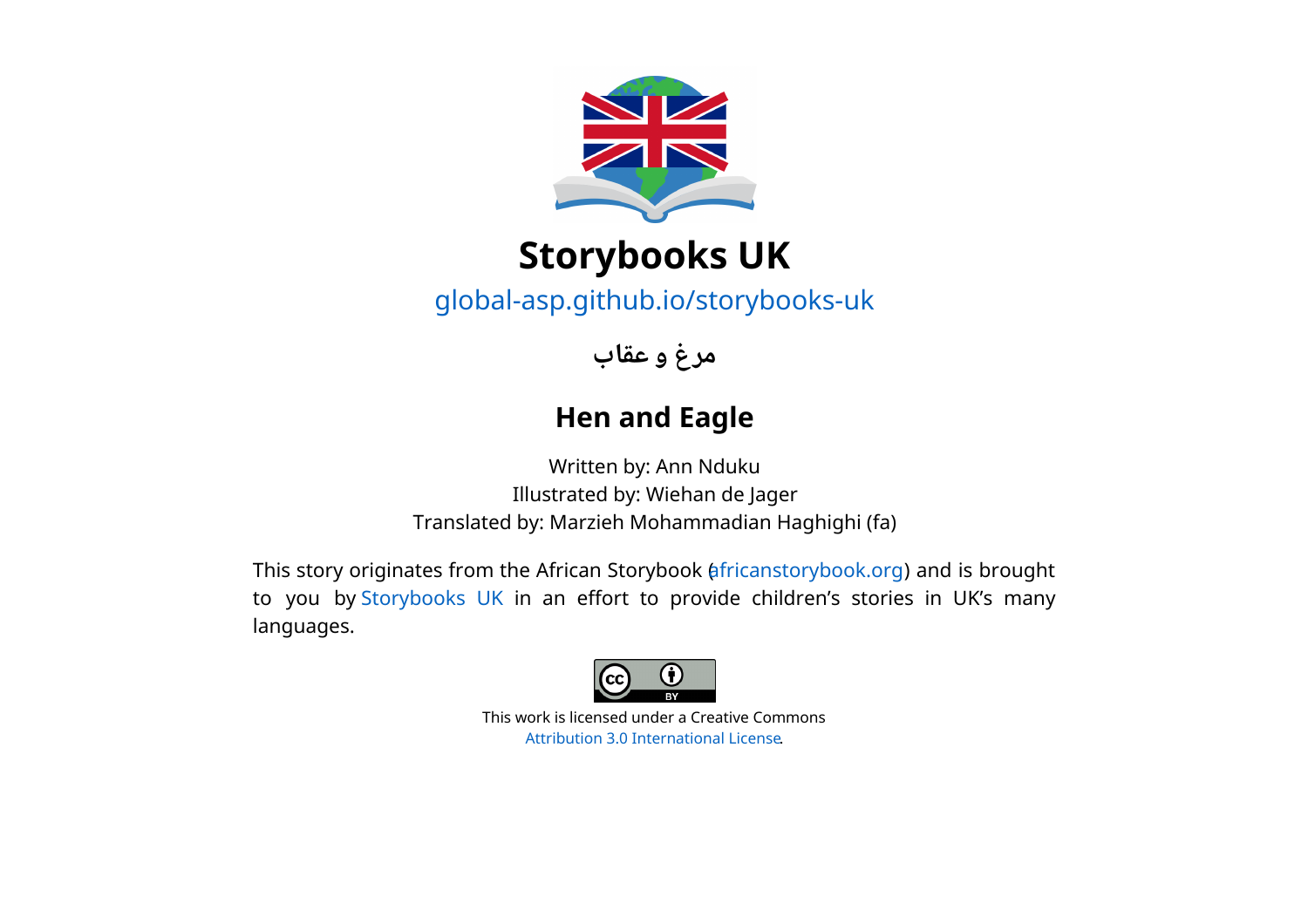# Storybooks UK

global-asp.github.io/storybooks-uk

## مرغ و عقاب

## Hen and Eagle

Written by: Ann Nduku
Illustrated by: Wiehan de Jager
Translated by: Marzieh Mohammadian Haghighi (fa)

This story originates from the African Storybook (africanstorybook.org) and is brought to you by Storybooks UK in an effort to provide children's stories in UK's many languages.

This work is licensed under a Creative Commons Attribution 3.0 International License.